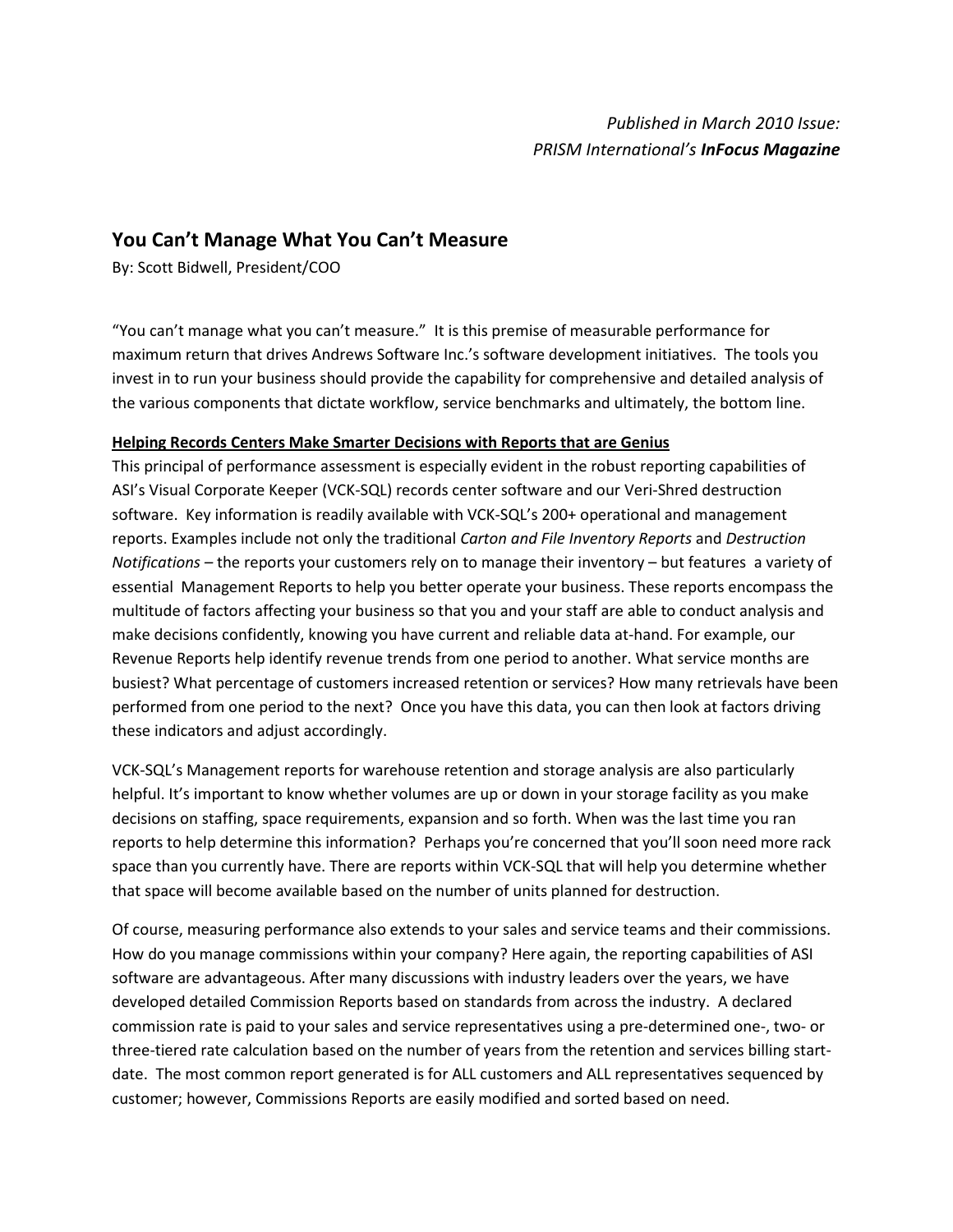*Published in March 2010 Issue:*
*PRISM International's* ***InFocus Magazine***

## You Can't Manage What You Can't Measure

By: Scott Bidwell, President/COO

"You can't manage what you can't measure." It is this premise of measurable performance for maximum return that drives Andrews Software Inc.'s software development initiatives. The tools you invest in to run your business should provide the capability for comprehensive and detailed analysis of the various components that dictate workflow, service benchmarks and ultimately, the bottom line.

**Helping Records Centers Make Smarter Decisions with Reports that are Genius**

This principal of performance assessment is especially evident in the robust reporting capabilities of ASI's Visual Corporate Keeper (VCK-SQL) records center software and our Veri-Shred destruction software. Key information is readily available with VCK-SQL's 200+ operational and management reports. Examples include not only the traditional *Carton and File Inventory Reports* and *Destruction Notifications* – the reports your customers rely on to manage their inventory – but features a variety of essential Management Reports to help you better operate your business. These reports encompass the multitude of factors affecting your business so that you and your staff are able to conduct analysis and make decisions confidently, knowing you have current and reliable data at-hand. For example, our Revenue Reports help identify revenue trends from one period to another. What service months are busiest? What percentage of customers increased retention or services? How many retrievals have been performed from one period to the next? Once you have this data, you can then look at factors driving these indicators and adjust accordingly.

VCK-SQL's Management reports for warehouse retention and storage analysis are also particularly helpful. It's important to know whether volumes are up or down in your storage facility as you make decisions on staffing, space requirements, expansion and so forth. When was the last time you ran reports to help determine this information? Perhaps you're concerned that you'll soon need more rack space than you currently have. There are reports within VCK-SQL that will help you determine whether that space will become available based on the number of units planned for destruction.

Of course, measuring performance also extends to your sales and service teams and their commissions. How do you manage commissions within your company? Here again, the reporting capabilities of ASI software are advantageous. After many discussions with industry leaders over the years, we have developed detailed Commission Reports based on standards from across the industry. A declared commission rate is paid to your sales and service representatives using a pre-determined one-, two- or three-tiered rate calculation based on the number of years from the retention and services billing start-date. The most common report generated is for ALL customers and ALL representatives sequenced by customer; however, Commissions Reports are easily modified and sorted based on need.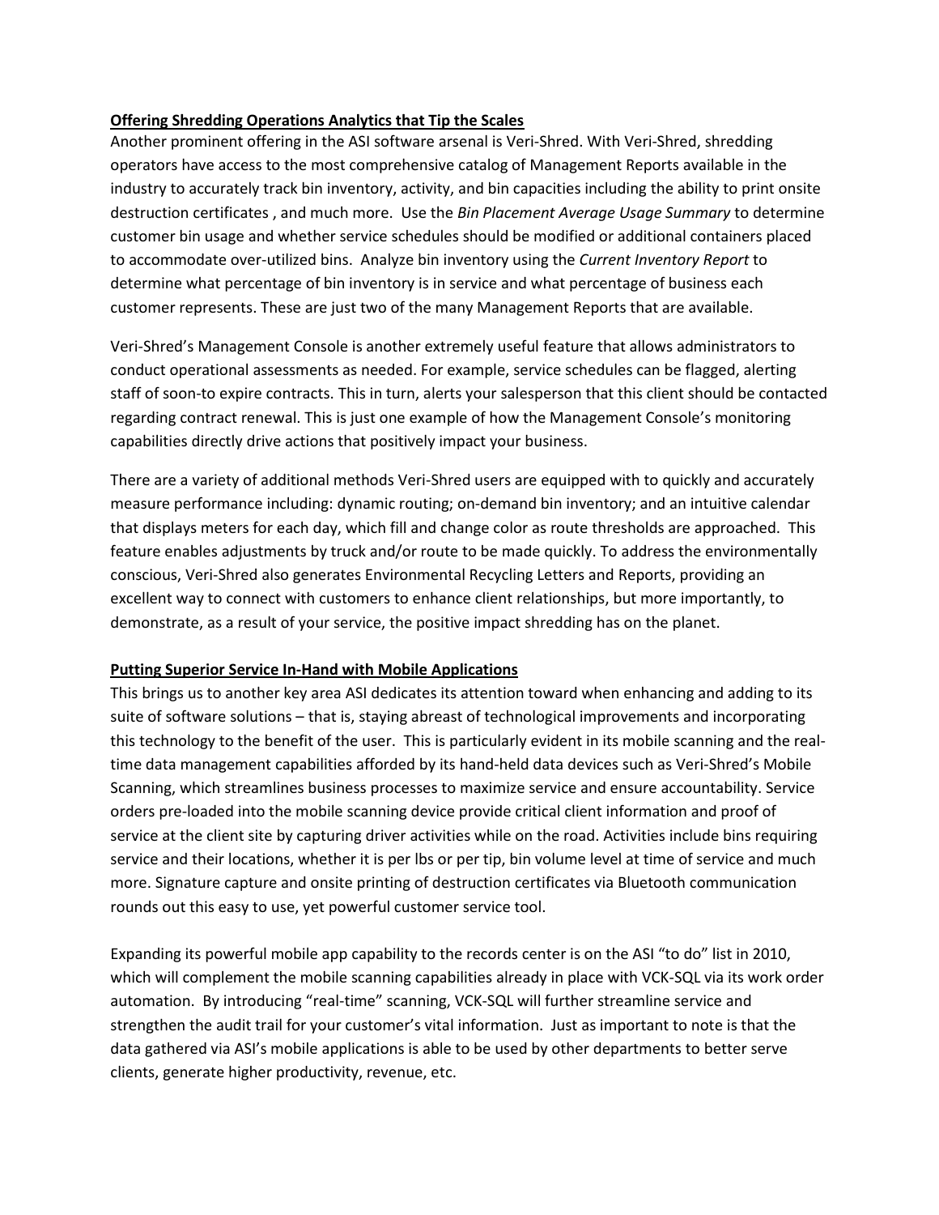**Offering Shredding Operations Analytics that Tip the Scales**

Another prominent offering in the ASI software arsenal is Veri-Shred. With Veri-Shred, shredding operators have access to the most comprehensive catalog of Management Reports available in the industry to accurately track bin inventory, activity, and bin capacities including the ability to print onsite destruction certificates , and much more. Use the *Bin Placement Average Usage Summary* to determine customer bin usage and whether service schedules should be modified or additional containers placed to accommodate over-utilized bins. Analyze bin inventory using the *Current Inventory Report* to determine what percentage of bin inventory is in service and what percentage of business each customer represents. These are just two of the many Management Reports that are available.

Veri-Shred's Management Console is another extremely useful feature that allows administrators to conduct operational assessments as needed. For example, service schedules can be flagged, alerting staff of soon-to expire contracts. This in turn, alerts your salesperson that this client should be contacted regarding contract renewal. This is just one example of how the Management Console's monitoring capabilities directly drive actions that positively impact your business.

There are a variety of additional methods Veri-Shred users are equipped with to quickly and accurately measure performance including: dynamic routing; on-demand bin inventory; and an intuitive calendar that displays meters for each day, which fill and change color as route thresholds are approached. This feature enables adjustments by truck and/or route to be made quickly. To address the environmentally conscious, Veri-Shred also generates Environmental Recycling Letters and Reports, providing an excellent way to connect with customers to enhance client relationships, but more importantly, to demonstrate, as a result of your service, the positive impact shredding has on the planet.

**Putting Superior Service In-Hand with Mobile Applications**

This brings us to another key area ASI dedicates its attention toward when enhancing and adding to its suite of software solutions – that is, staying abreast of technological improvements and incorporating this technology to the benefit of the user. This is particularly evident in its mobile scanning and the real-time data management capabilities afforded by its hand-held data devices such as Veri-Shred's Mobile Scanning, which streamlines business processes to maximize service and ensure accountability. Service orders pre-loaded into the mobile scanning device provide critical client information and proof of service at the client site by capturing driver activities while on the road. Activities include bins requiring service and their locations, whether it is per lbs or per tip, bin volume level at time of service and much more. Signature capture and onsite printing of destruction certificates via Bluetooth communication rounds out this easy to use, yet powerful customer service tool.

Expanding its powerful mobile app capability to the records center is on the ASI "to do" list in 2010, which will complement the mobile scanning capabilities already in place with VCK-SQL via its work order automation. By introducing "real-time" scanning, VCK-SQL will further streamline service and strengthen the audit trail for your customer's vital information. Just as important to note is that the data gathered via ASI's mobile applications is able to be used by other departments to better serve clients, generate higher productivity, revenue, etc.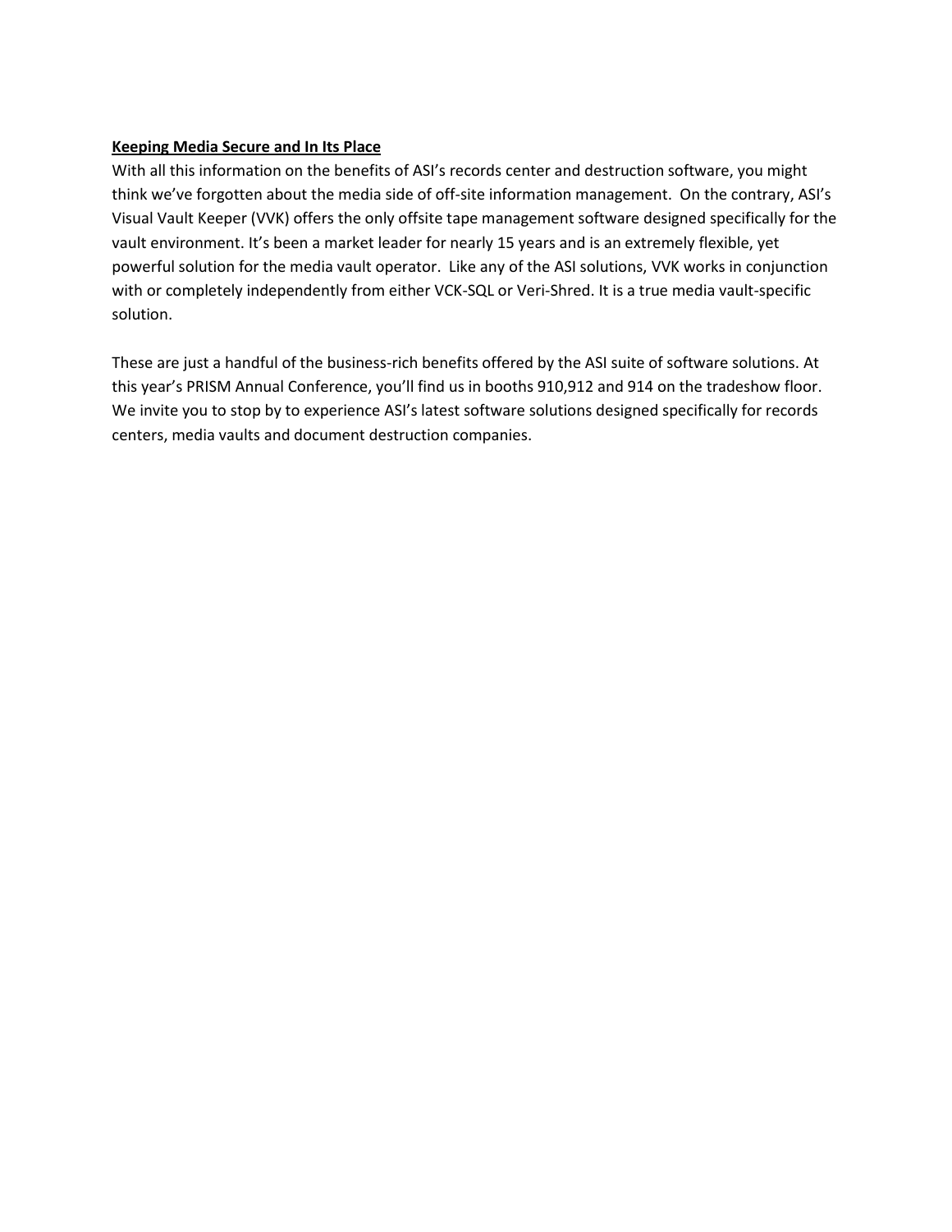**Keeping Media Secure and In Its Place**

With all this information on the benefits of ASI's records center and destruction software, you might think we've forgotten about the media side of off-site information management. On the contrary, ASI's Visual Vault Keeper (VVK) offers the only offsite tape management software designed specifically for the vault environment. It's been a market leader for nearly 15 years and is an extremely flexible, yet powerful solution for the media vault operator. Like any of the ASI solutions, VVK works in conjunction with or completely independently from either VCK-SQL or Veri-Shred. It is a true media vault-specific solution.

These are just a handful of the business-rich benefits offered by the ASI suite of software solutions. At this year's PRISM Annual Conference, you'll find us in booths 910,912 and 914 on the tradeshow floor. We invite you to stop by to experience ASI's latest software solutions designed specifically for records centers, media vaults and document destruction companies.